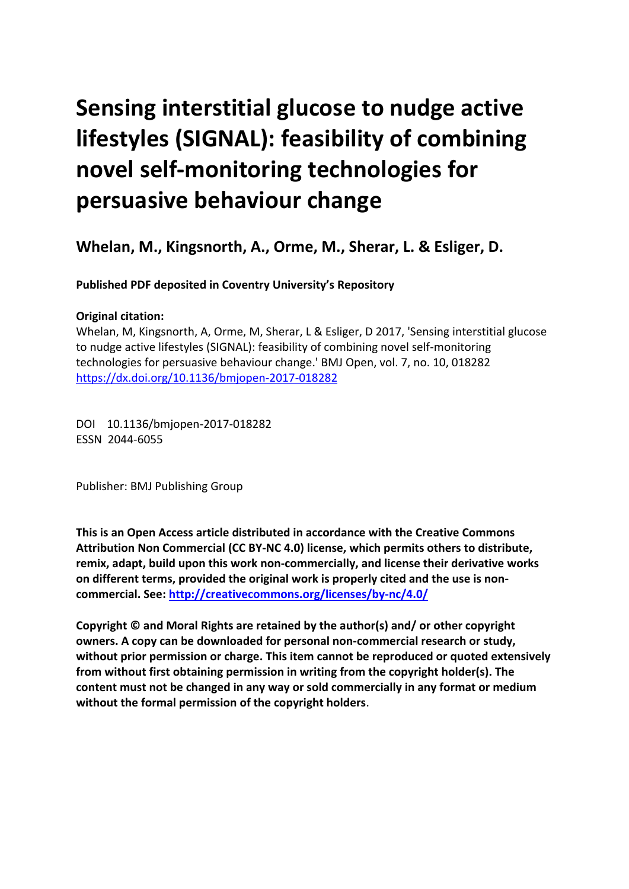# Sensing interstitial glucose to nudge active lifestyles (SIGNAL): feasibility of combining novel self-monitoring technologies for persuasive behaviour change

## Whelan, M., Kingsnorth, A., Orme, M., Sherar, L. & Esliger, D.

**Published PDF deposited in Coventry University's Repository**

**Original citation:**
Whelan, M, Kingsnorth, A, Orme, M, Sherar, L & Esliger, D 2017, 'Sensing interstitial glucose to nudge active lifestyles (SIGNAL): feasibility of combining novel self-monitoring technologies for persuasive behaviour change.' BMJ Open, vol. 7, no. 10, 018282
https://dx.doi.org/10.1136/bmjopen-2017-018282

DOI 10.1136/bmjopen-2017-018282
ESSN 2044-6055

Publisher: BMJ Publishing Group

**This is an Open Access article distributed in accordance with the Creative Commons Attribution Non Commercial (CC BY-NC 4.0) license, which permits others to distribute, remix, adapt, build upon this work non-commercially, and license their derivative works on different terms, provided the original work is properly cited and the use is non-commercial. See: http://creativecommons.org/licenses/by-nc/4.0/**

**Copyright © and Moral Rights are retained by the author(s) and/ or other copyright owners. A copy can be downloaded for personal non-commercial research or study, without prior permission or charge. This item cannot be reproduced or quoted extensively from without first obtaining permission in writing from the copyright holder(s). The content must not be changed in any way or sold commercially in any format or medium without the formal permission of the copyright holders**.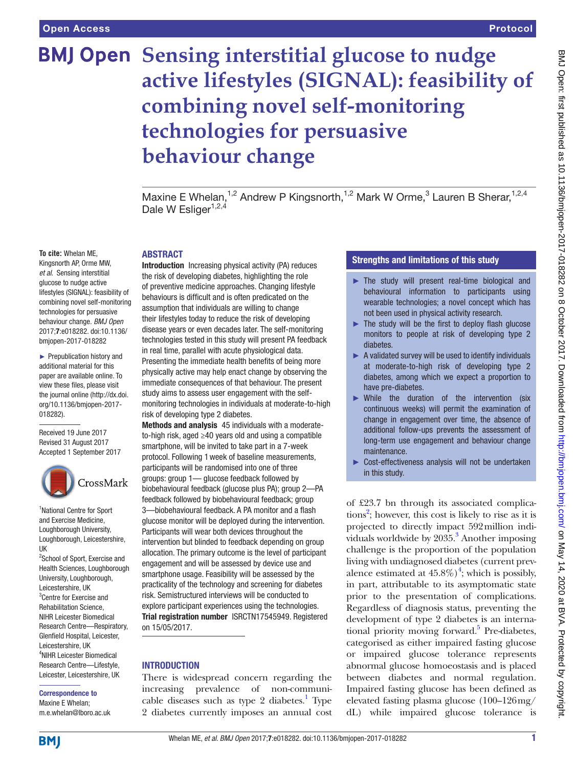# Sensing interstitial glucose to nudge active lifestyles (SIGNAL): feasibility of combining novel self-monitoring technologies for persuasive behaviour change

Maxine E Whelan,[1,2] Andrew P Kingsnorth,[1,2] Mark W Orme,[3] Lauren B Sherar,[1,2,4] Dale W Esliger[1,2,4]

**To cite:** Whelan ME, Kingsnorth AP, Orme MW, *et al*. Sensing interstitial glucose to nudge active lifestyles (SIGNAL): feasibility of combining novel self-monitoring technologies for persuasive behaviour change. *BMJ Open* 2017;**7**:e018282. doi:10.1136/bmjopen-2017-018282

► Prepublication history and additional material for this paper are available online. To view these files, please visit the journal online (http://dx.doi.org/10.1136/bmjopen-2017-018282).

Received 19 June 2017
Revised 31 August 2017
Accepted 1 September 2017

[1]National Centre for Sport and Exercise Medicine, Kingsnorth AP, Orme MW, Loughborough University, Loughborough, Leicestershire, UK
[2]School of Sport, Exercise and Health Sciences, Loughborough University, Loughborough, Leicestershire, UK
[3]Centre for Exercise and Rehabilitation Science, NIHR Leicester Biomedical Research Centre—Respiratory, Glenfield Hospital, Leicester, Leicestershire, UK
[4]NIHR Leicester Biomedical Research Centre—Lifestyle, Leicester, Leicestershire, UK

**Correspondence to**
Maxine E Whelan;
m.e.whelan@lboro.ac.uk

## ABSTRACT

**Introduction** Increasing physical activity (PA) reduces the risk of developing diabetes, highlighting the role of preventive medicine approaches. Changing lifestyle behaviours is difficult and is often predicated on the assumption that individuals are willing to change their lifestyles today to reduce the risk of developing disease years or even decades later. The self-monitoring technologies tested in this study will present PA feedback in real time, parallel with acute physiological data. Presenting the immediate health benefits of being more physically active may help enact change by observing the immediate consequences of that behaviour. The present study aims to assess user engagement with the self-monitoring technologies in individuals at moderate-to-high risk of developing type 2 diabetes.

**Methods and analysis** 45 individuals with a moderate-to-high risk, aged ≥40 years old and using a compatible smartphone, will be invited to take part in a 7-week protocol. Following 1 week of baseline measurements, participants will be randomised into one of three groups: group 1— glucose feedback followed by biobehavioural feedback (glucose plus PA); group 2—PA feedback followed by biobehavioural feedback; group 3—biobehavioural feedback. A PA monitor and a flash glucose monitor will be deployed during the intervention. Participants will wear both devices throughout the intervention but blinded to feedback depending on group allocation. The primary outcome is the level of participant engagement and will be assessed by device use and smartphone usage. Feasibility will be assessed by the practicality of the technology and screening for diabetes risk. Semistructured interviews will be conducted to explore participant experiences using the technologies.

**Trial registration number** ISRCTN17545949. Registered on 15/05/2017.

## Strengths and limitations of this study

- ► The study will present real-time biological and behavioural information to participants using wearable technologies; a novel concept which has not been used in physical activity research.
- ► The study will be the first to deploy flash glucose monitors to people at risk of developing type 2 diabetes.
- ► A validated survey will be used to identify individuals at moderate-to-high risk of developing type 2 diabetes, among which we expect a proportion to have pre-diabetes.
- ► While the duration of the intervention (six continuous weeks) will permit the examination of change in engagement over time, the absence of additional follow-ups prevents the assessment of long-term use engagement and behaviour change maintenance.
- ► Cost-effectiveness analysis will not be undertaken in this study.

## INTRODUCTION

There is widespread concern regarding the increasing prevalence of non-communicable diseases such as type 2 diabetes.[1] Type 2 diabetes currently imposes an annual cost of £23.7 bn through its associated complications[2]; however, this cost is likely to rise as it is projected to directly impact 592 million individuals worldwide by 2035.[3] Another imposing challenge is the proportion of the population living with undiagnosed diabetes (current prevalence estimated at 45.8%)[4]; which is possibly, in part, attributable to its asymptomatic state prior to the presentation of complications. Regardless of diagnosis status, preventing the development of type 2 diabetes is an international priority moving forward.[5] Pre-diabetes, categorised as either impaired fasting glucose or impaired glucose tolerance represents abnormal glucose homoeostasis and is placed between diabetes and normal regulation. Impaired fasting glucose has been defined as elevated fasting plasma glucose (100–126 mg/dL) while impaired glucose tolerance is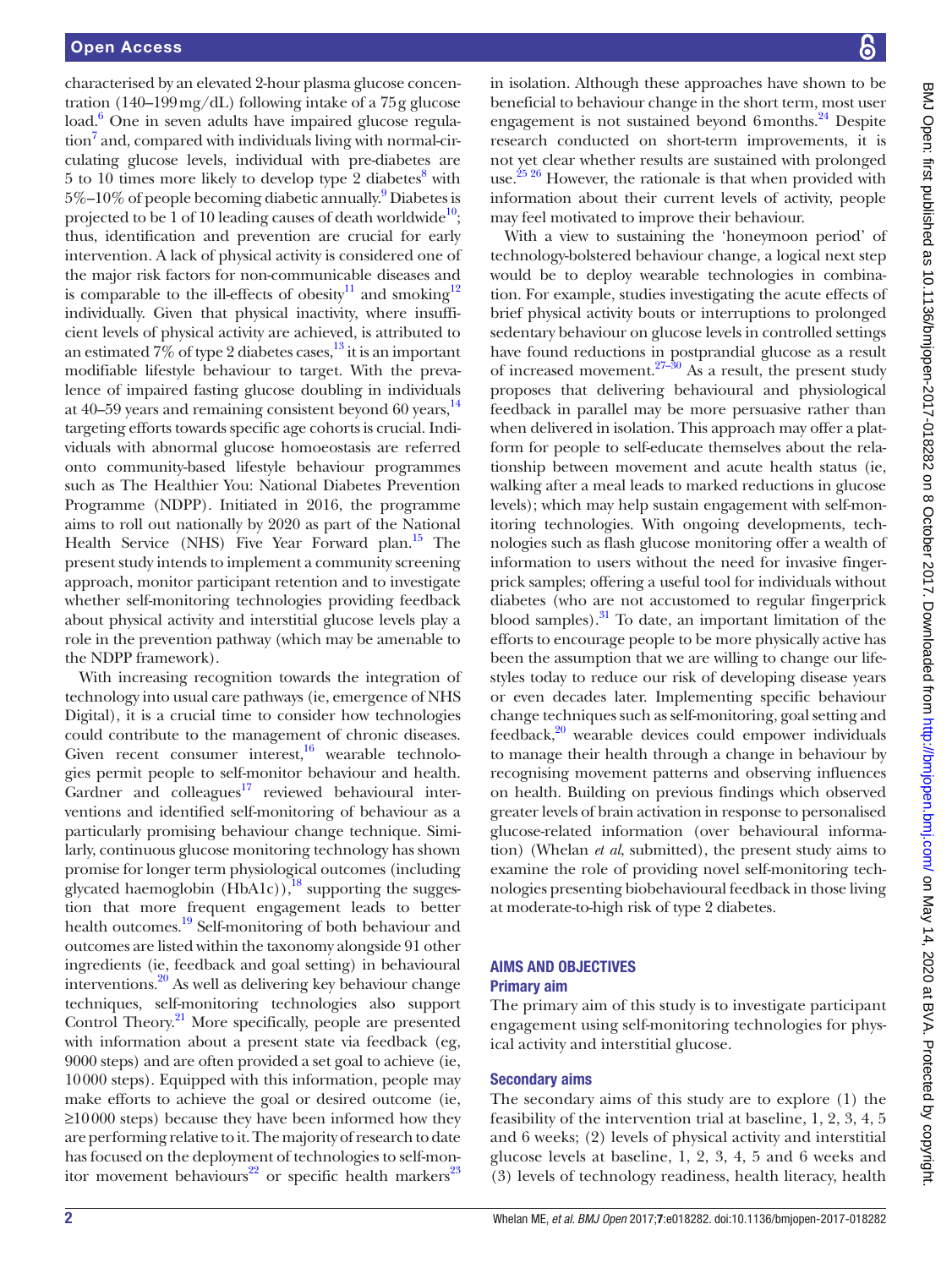characterised by an elevated 2-hour plasma glucose concentration (140–199 mg/dL) following intake of a 75 g glucose load.[6] One in seven adults have impaired glucose regulation[7] and, compared with individuals living with normal-circulating glucose levels, individual with pre-diabetes are 5 to 10 times more likely to develop type 2 diabetes[8] with 5%–10% of people becoming diabetic annually.[9] Diabetes is projected to be 1 of 10 leading causes of death worldwide[10]; thus, identification and prevention are crucial for early intervention. A lack of physical activity is considered one of the major risk factors for non-communicable diseases and is comparable to the ill-effects of obesity[11] and smoking[12] individually. Given that physical inactivity, where insufficient levels of physical activity are achieved, is attributed to an estimated 7% of type 2 diabetes cases,[13] it is an important modifiable lifestyle behaviour to target. With the prevalence of impaired fasting glucose doubling in individuals at 40–59 years and remaining consistent beyond 60 years,[14] targeting efforts towards specific age cohorts is crucial. Individuals with abnormal glucose homoeostasis are referred onto community-based lifestyle behaviour programmes such as The Healthier You: National Diabetes Prevention Programme (NDPP). Initiated in 2016, the programme aims to roll out nationally by 2020 as part of the National Health Service (NHS) Five Year Forward plan.[15] The present study intends to implement a community screening approach, monitor participant retention and to investigate whether self-monitoring technologies providing feedback about physical activity and interstitial glucose levels play a role in the prevention pathway (which may be amenable to the NDPP framework).

With increasing recognition towards the integration of technology into usual care pathways (ie, emergence of NHS Digital), it is a crucial time to consider how technologies could contribute to the management of chronic diseases. Given recent consumer interest,[16] wearable technologies permit people to self-monitor behaviour and health. Gardner and colleagues[17] reviewed behavioural interventions and identified self-monitoring of behaviour as a particularly promising behaviour change technique. Similarly, continuous glucose monitoring technology has shown promise for longer term physiological outcomes (including glycated haemoglobin (HbA1c)),[18] supporting the suggestion that more frequent engagement leads to better health outcomes.[19] Self-monitoring of both behaviour and outcomes are listed within the taxonomy alongside 91 other ingredients (ie, feedback and goal setting) in behavioural interventions.[20] As well as delivering key behaviour change techniques, self-monitoring technologies also support Control Theory.[21] More specifically, people are presented with information about a present state via feedback (eg, 9000 steps) and are often provided a set goal to achieve (ie, 10 000 steps). Equipped with this information, people may make efforts to achieve the goal or desired outcome (ie, ≥10 000 steps) because they have been informed how they are performing relative to it. The majority of research to date has focused on the deployment of technologies to self-monitor movement behaviours[22] or specific health markers[23] in isolation. Although these approaches have shown to be beneficial to behaviour change in the short term, most user engagement is not sustained beyond 6 months.[24] Despite research conducted on short-term improvements, it is not yet clear whether results are sustained with prolonged use.[25 26] However, the rationale is that when provided with information about their current levels of activity, people may feel motivated to improve their behaviour.

With a view to sustaining the 'honeymoon period' of technology-bolstered behaviour change, a logical next step would be to deploy wearable technologies in combination. For example, studies investigating the acute effects of brief physical activity bouts or interruptions to prolonged sedentary behaviour on glucose levels in controlled settings have found reductions in postprandial glucose as a result of increased movement.[27–30] As a result, the present study proposes that delivering behavioural and physiological feedback in parallel may be more persuasive rather than when delivered in isolation. This approach may offer a platform for people to self-educate themselves about the relationship between movement and acute health status (ie, walking after a meal leads to marked reductions in glucose levels); which may help sustain engagement with self-monitoring technologies. With ongoing developments, technologies such as flash glucose monitoring offer a wealth of information to users without the need for invasive fingerprick samples; offering a useful tool for individuals without diabetes (who are not accustomed to regular fingerprick blood samples).[31] To date, an important limitation of the efforts to encourage people to be more physically active has been the assumption that we are willing to change our lifestyles today to reduce our risk of developing disease years or even decades later. Implementing specific behaviour change techniques such as self-monitoring, goal setting and feedback,[20] wearable devices could empower individuals to manage their health through a change in behaviour by recognising movement patterns and observing influences on health. Building on previous findings which observed greater levels of brain activation in response to personalised glucose-related information (over behavioural information) (Whelan *et al*, submitted), the present study aims to examine the role of providing novel self-monitoring technologies presenting biobehavioural feedback in those living at moderate-to-high risk of type 2 diabetes.

## AIMS AND OBJECTIVES

### Primary aim

The primary aim of this study is to investigate participant engagement using self-monitoring technologies for physical activity and interstitial glucose.

### Secondary aims

The secondary aims of this study are to explore (1) the feasibility of the intervention trial at baseline, 1, 2, 3, 4, 5 and 6 weeks; (2) levels of physical activity and interstitial glucose levels at baseline, 1, 2, 3, 4, 5 and 6 weeks and (3) levels of technology readiness, health literacy, health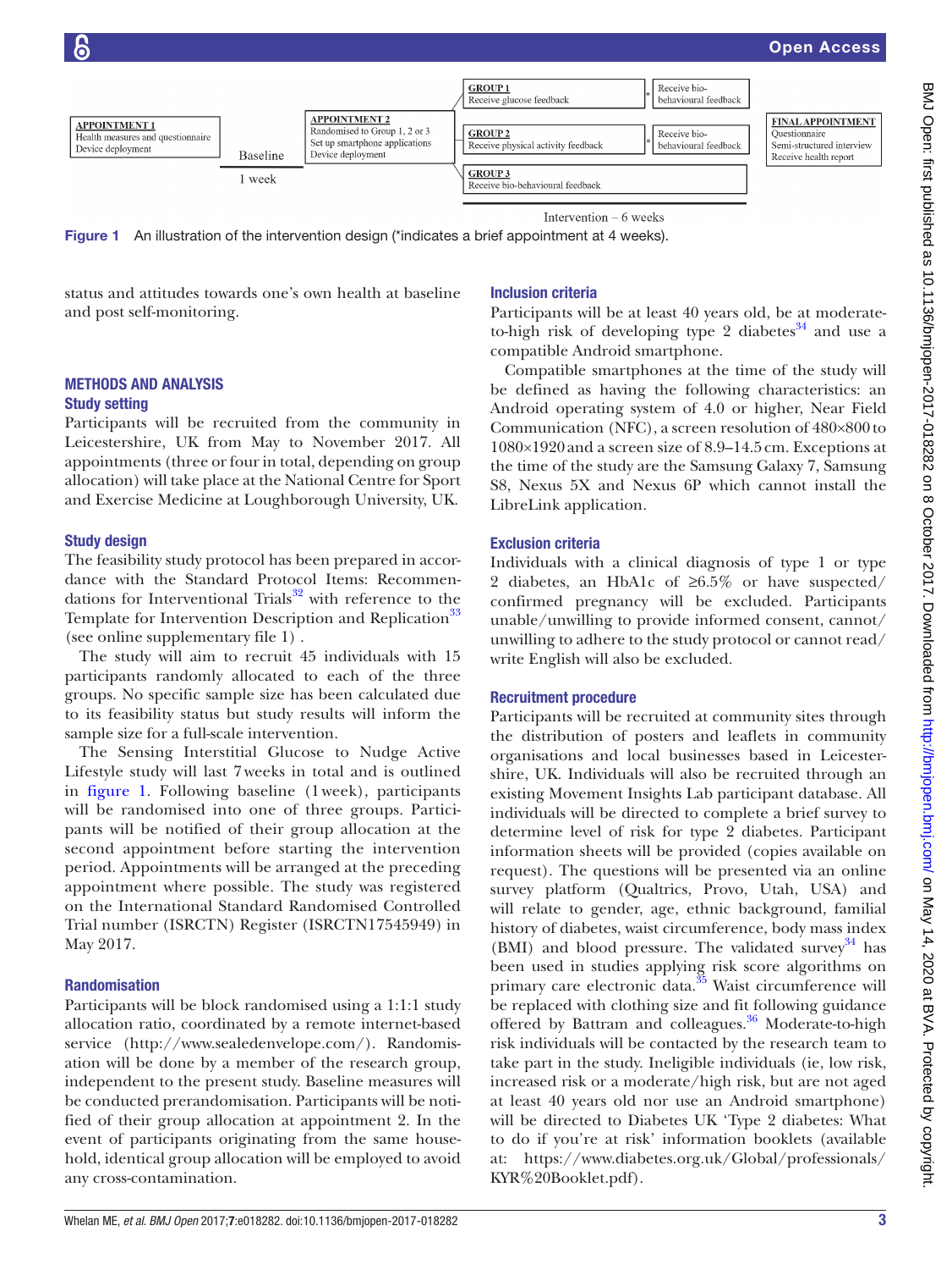| APPOINTMENT 1 | | APPOINTMENT 2 | GROUP 1 | | FINAL APPOINTMENT |
| --- | --- | --- | --- | --- | --- |
| Health measures and questionnaire<br>Device deployment | Baseline<br>1 week | Randomised to Group 1, 2 or 3<br>Set up smartphone applications<br>Device deployment | GROUP 1<br>Receive glucose feedback | * Receive bio-behavioural feedback | Questionnaire<br>Semi-structured interview<br>Receive health report |
| | | | GROUP 2<br>Receive physical activity feedback | * Receive bio-behavioural feedback | |
| | | | GROUP 3<br>Receive bio-behavioural feedback | | |
| | | | Intervention – 6 weeks | | |

**Figure 1** An illustration of the intervention design (*indicates a brief appointment at 4 weeks).

status and attitudes towards one's own health at baseline and post self-monitoring.

## METHODS AND ANALYSIS

### Study setting

Participants will be recruited from the community in Leicestershire, UK from May to November 2017. All appointments (three or four in total, depending on group allocation) will take place at the National Centre for Sport and Exercise Medicine at Loughborough University, UK.

### Study design

The feasibility study protocol has been prepared in accordance with the Standard Protocol Items: Recommendations for Interventional Trials[32] with reference to the Template for Intervention Description and Replication[33] (see online supplementary file 1) .

The study will aim to recruit 45 individuals with 15 participants randomly allocated to each of the three groups. No specific sample size has been calculated due to its feasibility status but study results will inform the sample size for a full-scale intervention.

The Sensing Interstitial Glucose to Nudge Active Lifestyle study will last 7 weeks in total and is outlined in figure 1. Following baseline (1 week), participants will be randomised into one of three groups. Participants will be notified of their group allocation at the second appointment before starting the intervention period. Appointments will be arranged at the preceding appointment where possible. The study was registered on the International Standard Randomised Controlled Trial number (ISRCTN) Register (ISRCTN17545949) in May 2017.

### Randomisation

Participants will be block randomised using a 1:1:1 study allocation ratio, coordinated by a remote internet-based service (http://www.sealedenvelope.com/). Randomisation will be done by a member of the research group, independent to the present study. Baseline measures will be conducted prerandomisation. Participants will be notified of their group allocation at appointment 2. In the event of participants originating from the same household, identical group allocation will be employed to avoid any cross-contamination.

### Inclusion criteria

Participants will be at least 40 years old, be at moderate-to-high risk of developing type 2 diabetes[34] and use a compatible Android smartphone.

Compatible smartphones at the time of the study will be defined as having the following characteristics: an Android operating system of 4.0 or higher, Near Field Communication (NFC), a screen resolution of 480×800 to 1080×1920 and a screen size of 8.9–14.5 cm. Exceptions at the time of the study are the Samsung Galaxy 7, Samsung S8, Nexus 5X and Nexus 6P which cannot install the LibreLink application.

### Exclusion criteria

Individuals with a clinical diagnosis of type 1 or type 2 diabetes, an HbA1c of ≥6.5% or have suspected/confirmed pregnancy will be excluded. Participants unable/unwilling to provide informed consent, cannot/unwilling to adhere to the study protocol or cannot read/write English will also be excluded.

### Recruitment procedure

Participants will be recruited at community sites through the distribution of posters and leaflets in community organisations and local businesses based in Leicestershire, UK. Individuals will also be recruited through an existing Movement Insights Lab participant database. All individuals will be directed to complete a brief survey to determine level of risk for type 2 diabetes. Participant information sheets will be provided (copies available on request). The questions will be presented via an online survey platform (Qualtrics, Provo, Utah, USA) and will relate to gender, age, ethnic background, familial history of diabetes, waist circumference, body mass index (BMI) and blood pressure. The validated survey[34] has been used in studies applying risk score algorithms on primary care electronic data.[35] Waist circumference will be replaced with clothing size and fit following guidance offered by Battram and colleagues.[36] Moderate-to-high risk individuals will be contacted by the research team to take part in the study. Ineligible individuals (ie, low risk, increased risk or a moderate/high risk, but are not aged at least 40 years old nor use an Android smartphone) will be directed to Diabetes UK 'Type 2 diabetes: What to do if you're at risk' information booklets (available at: https://www.diabetes.org.uk/Global/professionals/KYR%20Booklet.pdf).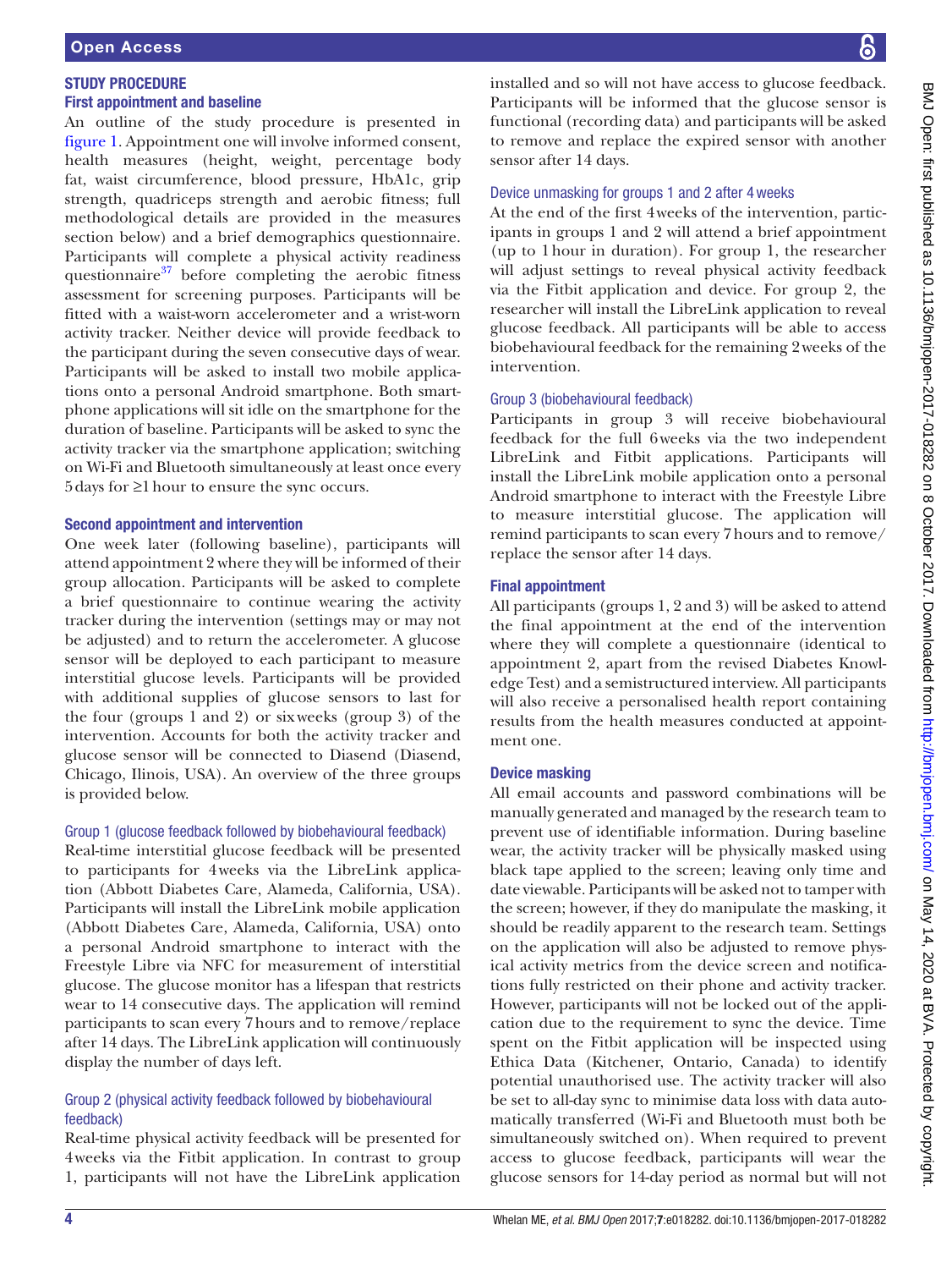## STUDY PROCEDURE

### First appointment and baseline

An outline of the study procedure is presented in figure 1. Appointment one will involve informed consent, health measures (height, weight, percentage body fat, waist circumference, blood pressure, HbA1c, grip strength, quadriceps strength and aerobic fitness; full methodological details are provided in the measures section below) and a brief demographics questionnaire. Participants will complete a physical activity readiness questionnaire[37] before completing the aerobic fitness assessment for screening purposes. Participants will be fitted with a waist-worn accelerometer and a wrist-worn activity tracker. Neither device will provide feedback to the participant during the seven consecutive days of wear. Participants will be asked to install two mobile applications onto a personal Android smartphone. Both smartphone applications will sit idle on the smartphone for the duration of baseline. Participants will be asked to sync the activity tracker via the smartphone application; switching on Wi-Fi and Bluetooth simultaneously at least once every 5 days for ≥1 hour to ensure the sync occurs.

### Second appointment and intervention

One week later (following baseline), participants will attend appointment 2 where they will be informed of their group allocation. Participants will be asked to complete a brief questionnaire to continue wearing the activity tracker during the intervention (settings may or may not be adjusted) and to return the accelerometer. A glucose sensor will be deployed to each participant to measure interstitial glucose levels. Participants will be provided with additional supplies of glucose sensors to last for the four (groups 1 and 2) or six weeks (group 3) of the intervention. Accounts for both the activity tracker and glucose sensor will be connected to Diasend (Diasend, Chicago, Ilinois, USA). An overview of the three groups is provided below.

#### Group 1 (glucose feedback followed by biobehavioural feedback)

Real-time interstitial glucose feedback will be presented to participants for 4 weeks via the LibreLink application (Abbott Diabetes Care, Alameda, California, USA). Participants will install the LibreLink mobile application (Abbott Diabetes Care, Alameda, California, USA) onto a personal Android smartphone to interact with the Freestyle Libre via NFC for measurement of interstitial glucose. The glucose monitor has a lifespan that restricts wear to 14 consecutive days. The application will remind participants to scan every 7 hours and to remove/replace after 14 days. The LibreLink application will continuously display the number of days left.

#### Group 2 (physical activity feedback followed by biobehavioural feedback)

Real-time physical activity feedback will be presented for 4 weeks via the Fitbit application. In contrast to group 1, participants will not have the LibreLink application installed and so will not have access to glucose feedback. Participants will be informed that the glucose sensor is functional (recording data) and participants will be asked to remove and replace the expired sensor with another sensor after 14 days.

#### Device unmasking for groups 1 and 2 after 4 weeks

At the end of the first 4 weeks of the intervention, participants in groups 1 and 2 will attend a brief appointment (up to 1 hour in duration). For group 1, the researcher will adjust settings to reveal physical activity feedback via the Fitbit application and device. For group 2, the researcher will install the LibreLink application to reveal glucose feedback. All participants will be able to access biobehavioural feedback for the remaining 2 weeks of the intervention.

#### Group 3 (biobehavioural feedback)

Participants in group 3 will receive biobehavioural feedback for the full 6 weeks via the two independent LibreLink and Fitbit applications. Participants will install the LibreLink mobile application onto a personal Android smartphone to interact with the Freestyle Libre to measure interstitial glucose. The application will remind participants to scan every 7 hours and to remove/replace the sensor after 14 days.

### Final appointment

All participants (groups 1, 2 and 3) will be asked to attend the final appointment at the end of the intervention where they will complete a questionnaire (identical to appointment 2, apart from the revised Diabetes Knowledge Test) and a semistructured interview. All participants will also receive a personalised health report containing results from the health measures conducted at appointment one.

### Device masking

All email accounts and password combinations will be manually generated and managed by the research team to prevent use of identifiable information. During baseline wear, the activity tracker will be physically masked using black tape applied to the screen; leaving only time and date viewable. Participants will be asked not to tamper with the screen; however, if they do manipulate the masking, it should be readily apparent to the research team. Settings on the application will also be adjusted to remove physical activity metrics from the device screen and notifications fully restricted on their phone and activity tracker. However, participants will not be locked out of the application due to the requirement to sync the device. Time spent on the Fitbit application will be inspected using Ethica Data (Kitchener, Ontario, Canada) to identify potential unauthorised use. The activity tracker will also be set to all-day sync to minimise data loss with data automatically transferred (Wi-Fi and Bluetooth must both be simultaneously switched on). When required to prevent access to glucose feedback, participants will wear the glucose sensors for 14-day period as normal but will not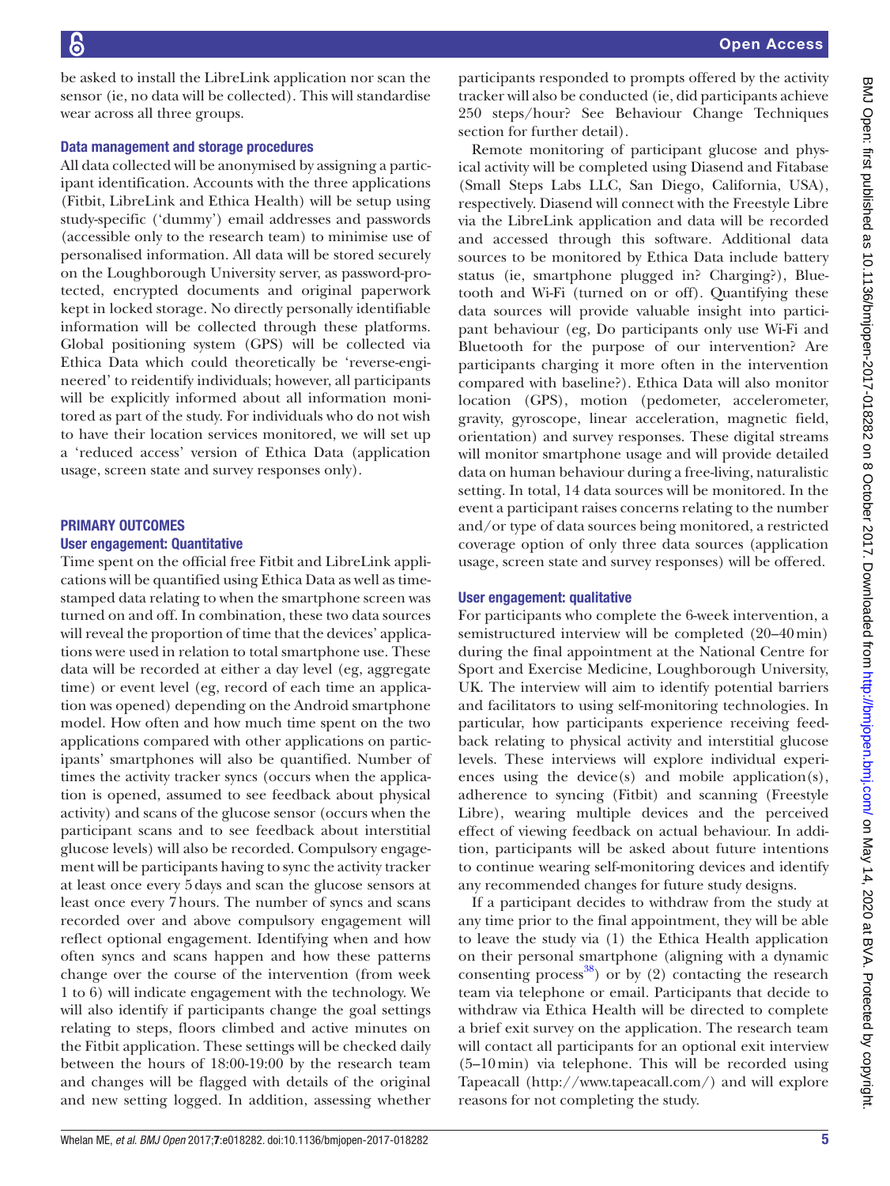be asked to install the LibreLink application nor scan the sensor (ie, no data will be collected). This will standardise wear across all three groups.

### Data management and storage procedures

All data collected will be anonymised by assigning a participant identification. Accounts with the three applications (Fitbit, LibreLink and Ethica Health) will be setup using study-specific ('dummy') email addresses and passwords (accessible only to the research team) to minimise use of personalised information. All data will be stored securely on the Loughborough University server, as password-protected, encrypted documents and original paperwork kept in locked storage. No directly personally identifiable information will be collected through these platforms. Global positioning system (GPS) will be collected via Ethica Data which could theoretically be 'reverse-engineered' to reidentify individuals; however, all participants will be explicitly informed about all information monitored as part of the study. For individuals who do not wish to have their location services monitored, we will set up a 'reduced access' version of Ethica Data (application usage, screen state and survey responses only).

## PRIMARY OUTCOMES

### User engagement: Quantitative

Time spent on the official free Fitbit and LibreLink applications will be quantified using Ethica Data as well as timestamped data relating to when the smartphone screen was turned on and off. In combination, these two data sources will reveal the proportion of time that the devices' applications were used in relation to total smartphone use. These data will be recorded at either a day level (eg, aggregate time) or event level (eg, record of each time an application was opened) depending on the Android smartphone model. How often and how much time spent on the two applications compared with other applications on participants' smartphones will also be quantified. Number of times the activity tracker syncs (occurs when the application is opened, assumed to see feedback about physical activity) and scans of the glucose sensor (occurs when the participant scans and to see feedback about interstitial glucose levels) will also be recorded. Compulsory engagement will be participants having to sync the activity tracker at least once every 5 days and scan the glucose sensors at least once every 7 hours. The number of syncs and scans recorded over and above compulsory engagement will reflect optional engagement. Identifying when and how often syncs and scans happen and how these patterns change over the course of the intervention (from week 1 to 6) will indicate engagement with the technology. We will also identify if participants change the goal settings relating to steps, floors climbed and active minutes on the Fitbit application. These settings will be checked daily between the hours of 18:00-19:00 by the research team and changes will be flagged with details of the original and new setting logged. In addition, assessing whether participants responded to prompts offered by the activity tracker will also be conducted (ie, did participants achieve 250 steps/hour? See Behaviour Change Techniques section for further detail).

Remote monitoring of participant glucose and physical activity will be completed using Diasend and Fitabase (Small Steps Labs LLC, San Diego, California, USA), respectively. Diasend will connect with the Freestyle Libre via the LibreLink application and data will be recorded and accessed through this software. Additional data sources to be monitored by Ethica Data include battery status (ie, smartphone plugged in? Charging?), Bluetooth and Wi-Fi (turned on or off). Quantifying these data sources will provide valuable insight into participant behaviour (eg, Do participants only use Wi-Fi and Bluetooth for the purpose of our intervention? Are participants charging it more often in the intervention compared with baseline?). Ethica Data will also monitor location (GPS), motion (pedometer, accelerometer, gravity, gyroscope, linear acceleration, magnetic field, orientation) and survey responses. These digital streams will monitor smartphone usage and will provide detailed data on human behaviour during a free-living, naturalistic setting. In total, 14 data sources will be monitored. In the event a participant raises concerns relating to the number and/or type of data sources being monitored, a restricted coverage option of only three data sources (application usage, screen state and survey responses) will be offered.

### User engagement: qualitative

For participants who complete the 6-week intervention, a semistructured interview will be completed (20–40 min) during the final appointment at the National Centre for Sport and Exercise Medicine, Loughborough University, UK. The interview will aim to identify potential barriers and facilitators to using self-monitoring technologies. In particular, how participants experience receiving feedback relating to physical activity and interstitial glucose levels. These interviews will explore individual experiences using the device(s) and mobile application(s), adherence to syncing (Fitbit) and scanning (Freestyle Libre), wearing multiple devices and the perceived effect of viewing feedback on actual behaviour. In addition, participants will be asked about future intentions to continue wearing self-monitoring devices and identify any recommended changes for future study designs.

If a participant decides to withdraw from the study at any time prior to the final appointment, they will be able to leave the study via (1) the Ethica Health application on their personal smartphone (aligning with a dynamic consenting process[38]) or by (2) contacting the research team via telephone or email. Participants that decide to withdraw via Ethica Health will be directed to complete a brief exit survey on the application. The research team will contact all participants for an optional exit interview (5–10 min) via telephone. This will be recorded using Tapeacall (http://www.tapeacall.com/) and will explore reasons for not completing the study.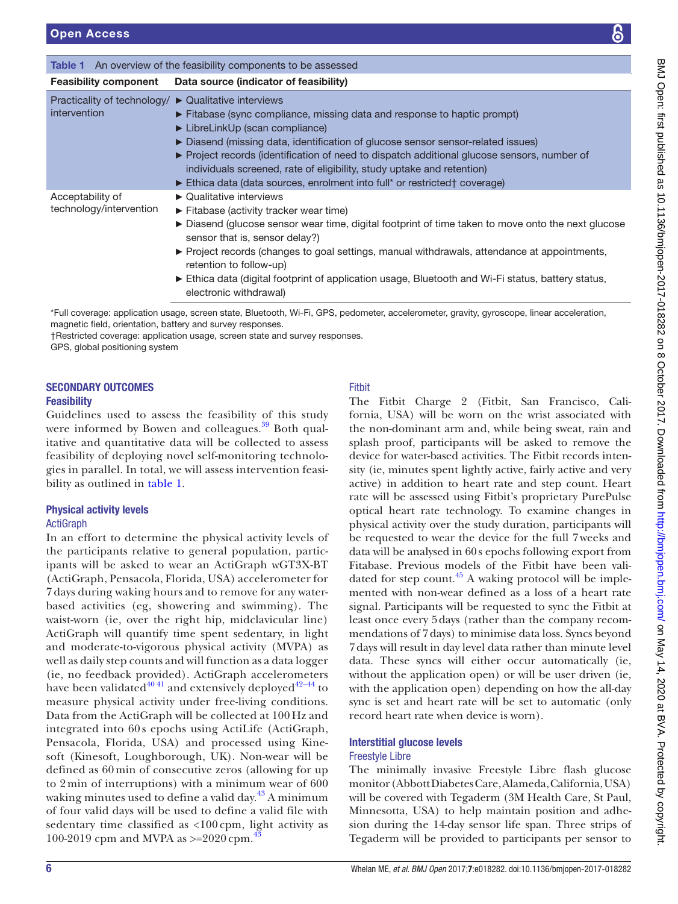**Table 1** An overview of the feasibility components to be assessed

| Feasibility component | Data source (indicator of feasibility) |
|---|---|
| Practicality of technology/ intervention | ► Qualitative interviews<br>► Fitabase (sync compliance, missing data and response to haptic prompt)<br>► LibreLinkUp (scan compliance)<br>► Diasend (missing data, identification of glucose sensor sensor-related issues)<br>► Project records (identification of need to dispatch additional glucose sensors, number of individuals screened, rate of eligibility, study uptake and retention)<br>► Ethica data (data sources, enrolment into full* or restricted† coverage) |
| Acceptability of technology/intervention | ► Qualitative interviews<br>► Fitabase (activity tracker wear time)<br>► Diasend (glucose sensor wear time, digital footprint of time taken to move onto the next glucose sensor that is, sensor delay?)<br>► Project records (changes to goal settings, manual withdrawals, attendance at appointments, retention to follow-up)<br>► Ethica data (digital footprint of application usage, Bluetooth and Wi-Fi status, battery status, electronic withdrawal) |

*Full coverage: application usage, screen state, Bluetooth, Wi-Fi, GPS, pedometer, accelerometer, gravity, gyroscope, linear acceleration, magnetic field, orientation, battery and survey responses.
†Restricted coverage: application usage, screen state and survey responses.
GPS, global positioning system

## SECONDARY OUTCOMES

### Feasibility

Guidelines used to assess the feasibility of this study were informed by Bowen and colleagues.[39] Both qualitative and quantitative data will be collected to assess feasibility of deploying novel self-monitoring technologies in parallel. In total, we will assess intervention feasibility as outlined in table 1.

### Physical activity levels

#### ActiGraph

In an effort to determine the physical activity levels of the participants relative to general population, participants will be asked to wear an ActiGraph wGT3X-BT (ActiGraph, Pensacola, Florida, USA) accelerometer for 7 days during waking hours and to remove for any water-based activities (eg, showering and swimming). The waist-worn (ie, over the right hip, midclavicular line) ActiGraph will quantify time spent sedentary, in light and moderate-to-vigorous physical activity (MVPA) as well as daily step counts and will function as a data logger (ie, no feedback provided). ActiGraph accelerometers have been validated[40 41] and extensively deployed[42–44] to measure physical activity under free-living conditions. Data from the ActiGraph will be collected at 100 Hz and integrated into 60 s epochs using ActiLife (ActiGraph, Pensacola, Florida, USA) and processed using Kinesoft (Kinesoft, Loughborough, UK). Non-wear will be defined as 60 min of consecutive zeros (allowing for up to 2 min of interruptions) with a minimum wear of 600 waking minutes used to define a valid day.[43] A minimum of four valid days will be used to define a valid file with sedentary time classified as <100 cpm, light activity as 100-2019 cpm and MVPA as >=2020 cpm.[43]

#### Fitbit

The Fitbit Charge 2 (Fitbit, San Francisco, California, USA) will be worn on the wrist associated with the non-dominant arm and, while being sweat, rain and splash proof, participants will be asked to remove the device for water-based activities. The Fitbit records intensity (ie, minutes spent lightly active, fairly active and very active) in addition to heart rate and step count. Heart rate will be assessed using Fitbit's proprietary PurePulse optical heart rate technology. To examine changes in physical activity over the study duration, participants will be requested to wear the device for the full 7 weeks and data will be analysed in 60 s epochs following export from Fitabase. Previous models of the Fitbit have been validated for step count.[45] A waking protocol will be implemented with non-wear defined as a loss of a heart rate signal. Participants will be requested to sync the Fitbit at least once every 5 days (rather than the company recommendations of 7 days) to minimise data loss. Syncs beyond 7 days will result in day level data rather than minute level data. These syncs will either occur automatically (ie, without the application open) or will be user driven (ie, with the application open) depending on how the all-day sync is set and heart rate will be set to automatic (only record heart rate when device is worn).

### Interstitial glucose levels

#### Freestyle Libre

The minimally invasive Freestyle Libre flash glucose monitor (Abbott Diabetes Care, Alameda, California, USA) will be covered with Tegaderm (3M Health Care, St Paul, Minnesotta, USA) to help maintain position and adhesion during the 14-day sensor life span. Three strips of Tegaderm will be provided to participants per sensor to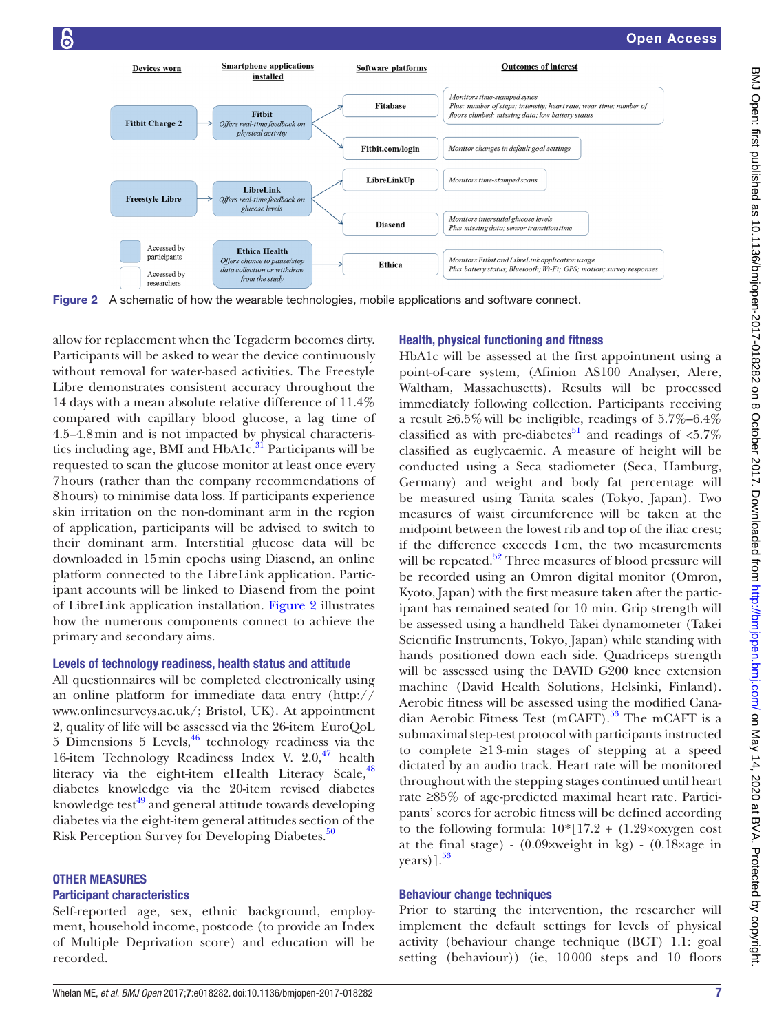Figure 2 A schematic of how the wearable technologies, mobile applications and software connect.

allow for replacement when the Tegaderm becomes dirty. Participants will be asked to wear the device continuously without removal for water-based activities. The Freestyle Libre demonstrates consistent accuracy throughout the 14 days with a mean absolute relative difference of 11.4% compared with capillary blood glucose, a lag time of 4.5–4.8 min and is not impacted by physical characteristics including age, BMI and HbA1c.[31] Participants will be requested to scan the glucose monitor at least once every 7 hours (rather than the company recommendations of 8 hours) to minimise data loss. If participants experience skin irritation on the non-dominant arm in the region of application, participants will be advised to switch to their dominant arm. Interstitial glucose data will be downloaded in 15 min epochs using Diasend, an online platform connected to the LibreLink application. Participant accounts will be linked to Diasend from the point of LibreLink application installation. Figure 2 illustrates how the numerous components connect to achieve the primary and secondary aims.

### Levels of technology readiness, health status and attitude

All questionnaires will be completed electronically using an online platform for immediate data entry (http://www.onlinesurveys.ac.uk/; Bristol, UK). At appointment 2, quality of life will be assessed via the 26-item EuroQoL 5 Dimensions 5 Levels,[46] technology readiness via the 16-item Technology Readiness Index V. 2.0,[47] health literacy via the eight-item eHealth Literacy Scale,[48] diabetes knowledge via the 20-item revised diabetes knowledge test[49] and general attitude towards developing diabetes via the eight-item general attitudes section of the Risk Perception Survey for Developing Diabetes.[50]

## OTHER MEASURES

### Participant characteristics

Self-reported age, sex, ethnic background, employment, household income, postcode (to provide an Index of Multiple Deprivation score) and education will be recorded.

### Health, physical functioning and fitness

HbA1c will be assessed at the first appointment using a point-of-care system, (Afinion AS100 Analyser, Alere, Waltham, Massachusetts). Results will be processed immediately following collection. Participants receiving a result ≥6.5% will be ineligible, readings of 5.7%–6.4% classified as with pre-diabetes[51] and readings of <5.7% classified as euglycaemic. A measure of height will be conducted using a Seca stadiometer (Seca, Hamburg, Germany) and weight and body fat percentage will be measured using Tanita scales (Tokyo, Japan). Two measures of waist circumference will be taken at the midpoint between the lowest rib and top of the iliac crest; if the difference exceeds 1 cm, the two measurements will be repeated.[52] Three measures of blood pressure will be recorded using an Omron digital monitor (Omron, Kyoto, Japan) with the first measure taken after the participant has remained seated for 10 min. Grip strength will be assessed using a handheld Takei dynamometer (Takei Scientific Instruments, Tokyo, Japan) while standing with hands positioned down each side. Quadriceps strength will be assessed using the DAVID G200 knee extension machine (David Health Solutions, Helsinki, Finland). Aerobic fitness will be assessed using the modified Canadian Aerobic Fitness Test (mCAFT).[53] The mCAFT is a submaximal step-test protocol with participants instructed to complete ≥1 3-min stages of stepping at a speed dictated by an audio track. Heart rate will be monitored throughout with the stepping stages continued until heart rate ≥85% of age-predicted maximal heart rate. Participants' scores for aerobic fitness will be defined according to the following formula: $10*[17.2 + (1.29\times\text{oxygen cost at the final stage}) - (0.09\times\text{weight in kg}) - (0.18\times\text{age in years})]$.[53]

### Behaviour change techniques

Prior to starting the intervention, the researcher will implement the default settings for levels of physical activity (behaviour change technique (BCT) 1.1: goal setting (behaviour)) (ie, 10 000 steps and 10 floors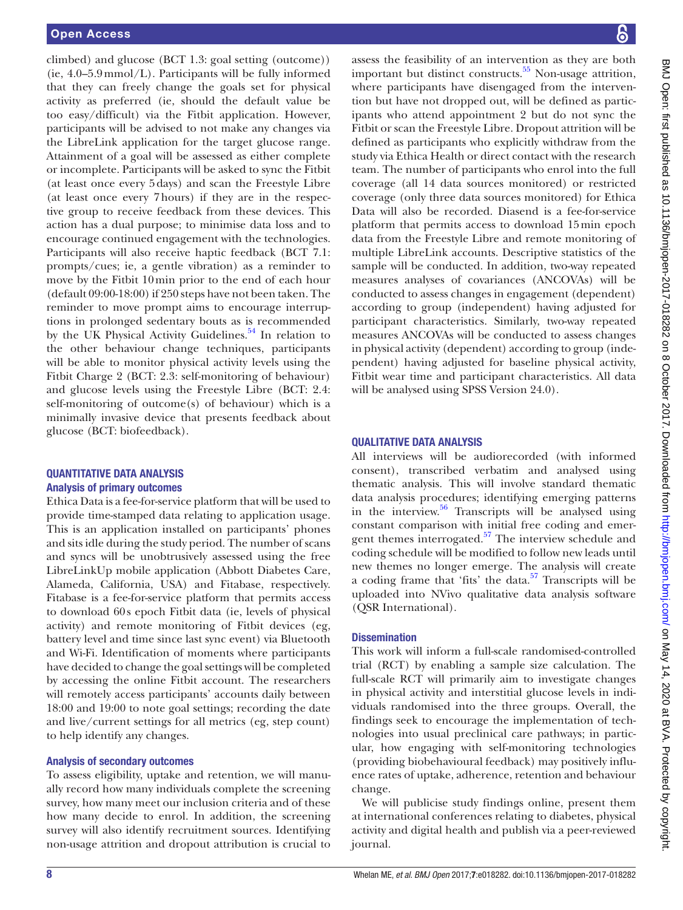climbed) and glucose (BCT 1.3: goal setting (outcome)) (ie, 4.0–5.9mmol/L). Participants will be fully informed that they can freely change the goals set for physical activity as preferred (ie, should the default value be too easy/difficult) via the Fitbit application. However, participants will be advised to not make any changes via the LibreLink application for the target glucose range. Attainment of a goal will be assessed as either complete or incomplete. Participants will be asked to sync the Fitbit (at least once every 5days) and scan the Freestyle Libre (at least once every 7hours) if they are in the respective group to receive feedback from these devices. This action has a dual purpose; to minimise data loss and to encourage continued engagement with the technologies. Participants will also receive haptic feedback (BCT 7.1: prompts/cues; ie, a gentle vibration) as a reminder to move by the Fitbit 10min prior to the end of each hour (default 09:00-18:00) if 250 steps have not been taken. The reminder to move prompt aims to encourage interruptions in prolonged sedentary bouts as is recommended by the UK Physical Activity Guidelines.[54] In relation to the other behaviour change techniques, participants will be able to monitor physical activity levels using the Fitbit Charge 2 (BCT: 2.3: self-monitoring of behaviour) and glucose levels using the Freestyle Libre (BCT: 2.4: self-monitoring of outcome(s) of behaviour) which is a minimally invasive device that presents feedback about glucose (BCT: biofeedback).

## Quantitative data analysis

### Analysis of primary outcomes

Ethica Data is a fee-for-service platform that will be used to provide time-stamped data relating to application usage. This is an application installed on participants' phones and sits idle during the study period. The number of scans and syncs will be unobtrusively assessed using the free LibreLinkUp mobile application (Abbott Diabetes Care, Alameda, California, USA) and Fitabase, respectively. Fitabase is a fee-for-service platform that permits access to download 60s epoch Fitbit data (ie, levels of physical activity) and remote monitoring of Fitbit devices (eg, battery level and time since last sync event) via Bluetooth and Wi-Fi. Identification of moments where participants have decided to change the goal settings will be completed by accessing the online Fitbit account. The researchers will remotely access participants' accounts daily between 18:00 and 19:00 to note goal settings; recording the date and live/current settings for all metrics (eg, step count) to help identify any changes.

### Analysis of secondary outcomes

To assess eligibility, uptake and retention, we will manually record how many individuals complete the screening survey, how many meet our inclusion criteria and of these how many decide to enrol. In addition, the screening survey will also identify recruitment sources. Identifying non-usage attrition and dropout attribution is crucial to assess the feasibility of an intervention as they are both important but distinct constructs.[55] Non-usage attrition, where participants have disengaged from the intervention but have not dropped out, will be defined as participants who attend appointment 2 but do not sync the Fitbit or scan the Freestyle Libre. Dropout attrition will be defined as participants who explicitly withdraw from the study via Ethica Health or direct contact with the research team. The number of participants who enrol into the full coverage (all 14 data sources monitored) or restricted coverage (only three data sources monitored) for Ethica Data will also be recorded. Diasend is a fee-for-service platform that permits access to download 15min epoch data from the Freestyle Libre and remote monitoring of multiple LibreLink accounts. Descriptive statistics of the sample will be conducted. In addition, two-way repeated measures analyses of covariances (ANCOVAs) will be conducted to assess changes in engagement (dependent) according to group (independent) having adjusted for participant characteristics. Similarly, two-way repeated measures ANCOVAs will be conducted to assess changes in physical activity (dependent) according to group (independent) having adjusted for baseline physical activity, Fitbit wear time and participant characteristics. All data will be analysed using SPSS Version 24.0).

## Qualitative data analysis

All interviews will be audiorecorded (with informed consent), transcribed verbatim and analysed using thematic analysis. This will involve standard thematic data analysis procedures; identifying emerging patterns in the interview.[56] Transcripts will be analysed using constant comparison with initial free coding and emergent themes interrogated.[57] The interview schedule and coding schedule will be modified to follow new leads until new themes no longer emerge. The analysis will create a coding frame that 'fits' the data.[57] Transcripts will be uploaded into NVivo qualitative data analysis software (QSR International).

### Dissemination

This work will inform a full-scale randomised-controlled trial (RCT) by enabling a sample size calculation. The full-scale RCT will primarily aim to investigate changes in physical activity and interstitial glucose levels in individuals randomised into the three groups. Overall, the findings seek to encourage the implementation of technologies into usual preclinical care pathways; in particular, how engaging with self-monitoring technologies (providing biobehavioural feedback) may positively influence rates of uptake, adherence, retention and behaviour change.

We will publicise study findings online, present them at international conferences relating to diabetes, physical activity and digital health and publish via a peer-reviewed journal.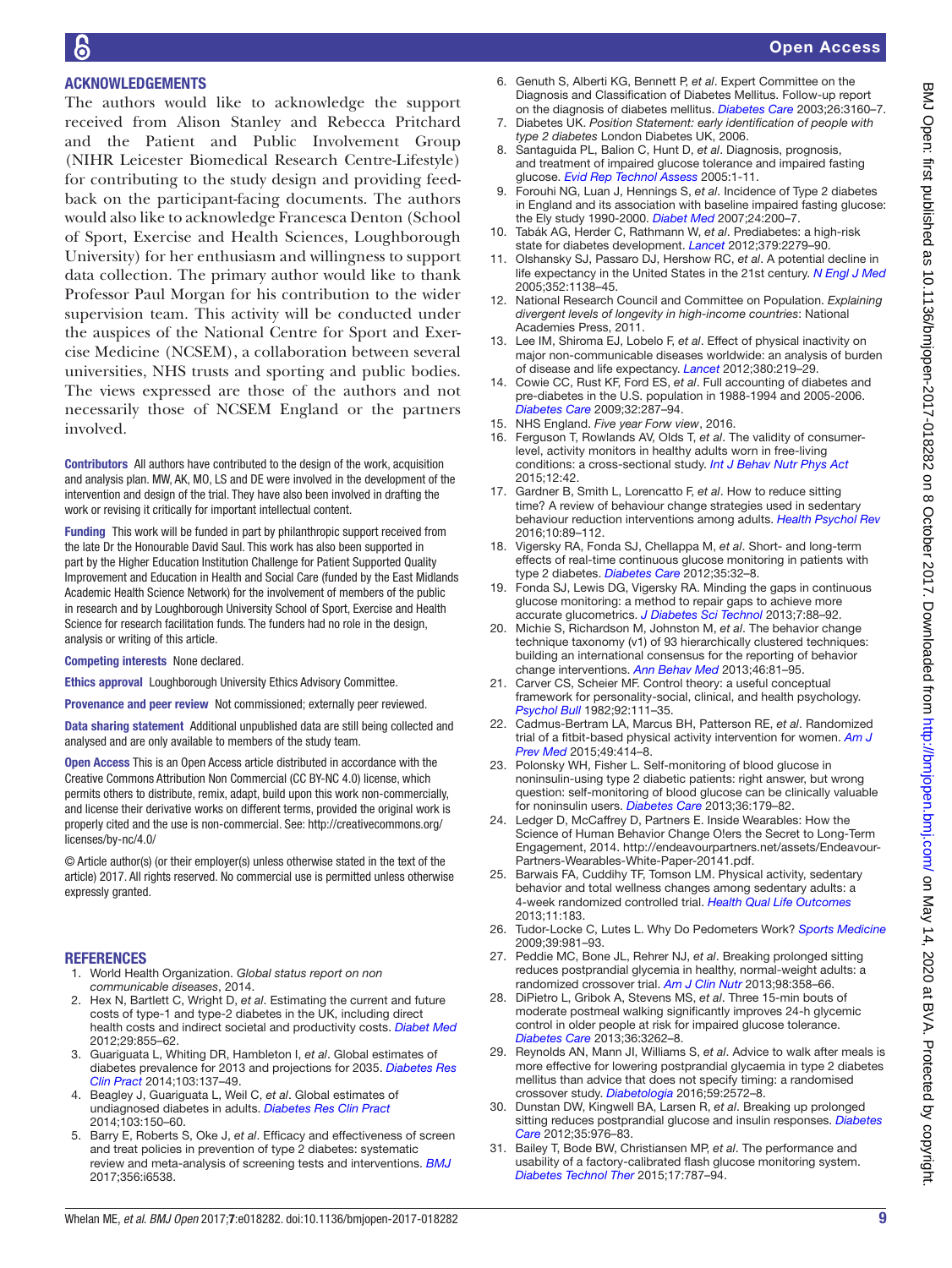## ACKNOWLEDGEMENTS

The authors would like to acknowledge the support received from Alison Stanley and Rebecca Pritchard and the Patient and Public Involvement Group (NIHR Leicester Biomedical Research Centre-Lifestyle) for contributing to the study design and providing feedback on the participant-facing documents. The authors would also like to acknowledge Francesca Denton (School of Sport, Exercise and Health Sciences, Loughborough University) for her enthusiasm and willingness to support data collection. The primary author would like to thank Professor Paul Morgan for his contribution to the wider supervision team. This activity will be conducted under the auspices of the National Centre for Sport and Exercise Medicine (NCSEM), a collaboration between several universities, NHS trusts and sporting and public bodies. The views expressed are those of the authors and not necessarily those of NCSEM England or the partners involved.

**Contributors** All authors have contributed to the design of the work, acquisition and analysis plan. MW, AK, MO, LS and DE were involved in the development of the intervention and design of the trial. They have also been involved in drafting the work or revising it critically for important intellectual content.

**Funding** This work will be funded in part by philanthropic support received from the late Dr the Honourable David Saul. This work has also been supported in part by the Higher Education Institution Challenge for Patient Supported Quality Improvement and Education in Health and Social Care (funded by the East Midlands Academic Health Science Network) for the involvement of members of the public in research and by Loughborough University School of Sport, Exercise and Health Science for research facilitation funds. The funders had no role in the design, analysis or writing of this article.

**Competing interests** None declared.

**Ethics approval** Loughborough University Ethics Advisory Committee.

**Provenance and peer review** Not commissioned; externally peer reviewed.

**Data sharing statement** Additional unpublished data are still being collected and analysed and are only available to members of the study team.

**Open Access** This is an Open Access article distributed in accordance with the Creative Commons Attribution Non Commercial (CC BY-NC 4.0) license, which permits others to distribute, remix, adapt, build upon this work non-commercially, and license their derivative works on different terms, provided the original work is properly cited and the use is non-commercial. See: http://creativecommons.org/licenses/by-nc/4.0/

© Article author(s) (or their employer(s) unless otherwise stated in the text of the article) 2017. All rights reserved. No commercial use is permitted unless otherwise expressly granted.

## REFERENCES

1. World Health Organization. *Global status report on non communicable diseases*, 2014.
2. Hex N, Bartlett C, Wright D, *et al*. Estimating the current and future costs of type-1 and type-2 diabetes in the UK, including direct health costs and indirect societal and productivity costs. *Diabet Med* 2012;29:855–62.
3. Guariguata L, Whiting DR, Hambleton I, *et al*. Global estimates of diabetes prevalence for 2013 and projections for 2035. *Diabetes Res Clin Pract* 2014;103:137–49.
4. Beagley J, Guariguata L, Weil C, *et al*. Global estimates of undiagnosed diabetes in adults. *Diabetes Res Clin Pract* 2014;103:150–60.
5. Barry E, Roberts S, Oke J, *et al*. Efficacy and effectiveness of screen and treat policies in prevention of type 2 diabetes: systematic review and meta-analysis of screening tests and interventions. *BMJ* 2017;356:i6538.
6. Genuth S, Alberti KG, Bennett P, *et al*. Expert Committee on the Diagnosis and Classification of Diabetes Mellitus. Follow-up report on the diagnosis of diabetes mellitus. *Diabetes Care* 2003;26:3160–7.
7. Diabetes UK. *Position Statement: early identification of people with type 2 diabetes* London Diabetes UK, 2006.
8. Santaguida PL, Balion C, Hunt D, *et al*. Diagnosis, prognosis, and treatment of impaired glucose tolerance and impaired fasting glucose. *Evid Rep Technol Assess* 2005:1-11.
9. Forouhi NG, Luan J, Hennings S, *et al*. Incidence of Type 2 diabetes in England and its association with baseline impaired fasting glucose: the Ely study 1990-2000. *Diabet Med* 2007;24:200–7.
10. Tabák AG, Herder C, Rathmann W, *et al*. Prediabetes: a high-risk state for diabetes development. *Lancet* 2012;379:2279–90.
11. Olshansky SJ, Passaro DJ, Hershow RC, *et al*. A potential decline in life expectancy in the United States in the 21st century. *N Engl J Med* 2005;352:1138–45.
12. National Research Council and Committee on Population. *Explaining divergent levels of longevity in high-income countries*: National Academies Press, 2011.
13. Lee IM, Shiroma EJ, Lobelo F, *et al*. Effect of physical inactivity on major non-communicable diseases worldwide: an analysis of burden of disease and life expectancy. *Lancet* 2012;380:219–29.
14. Cowie CC, Rust KF, Ford ES, *et al*. Full accounting of diabetes and pre-diabetes in the U.S. population in 1988-1994 and 2005-2006. *Diabetes Care* 2009;32:287–94.
15. NHS England. *Five year Forw view*, 2016.
16. Ferguson T, Rowlands AV, Olds T, *et al*. The validity of consumer-level, activity monitors in healthy adults worn in free-living conditions: a cross-sectional study. *Int J Behav Nutr Phys Act* 2015;12:42.
17. Gardner B, Smith L, Lorencatto F, *et al*. How to reduce sitting time? A review of behaviour change strategies used in sedentary behaviour reduction interventions among adults. *Health Psychol Rev* 2016;10:89–112.
18. Vigersky RA, Fonda SJ, Chellappa M, *et al*. Short- and long-term effects of real-time continuous glucose monitoring in patients with type 2 diabetes. *Diabetes Care* 2012;35:32–8.
19. Fonda SJ, Lewis DG, Vigersky RA. Minding the gaps in continuous glucose monitoring: a method to repair gaps to achieve more accurate glucometrics. *J Diabetes Sci Technol* 2013;7:88–92.
20. Michie S, Richardson M, Johnston M, *et al*. The behavior change technique taxonomy (v1) of 93 hierarchically clustered techniques: building an international consensus for the reporting of behavior change interventions. *Ann Behav Med* 2013;46:81–95.
21. Carver CS, Scheier MF. Control theory: a useful conceptual framework for personality-social, clinical, and health psychology. *Psychol Bull* 1982;92:111–35.
22. Cadmus-Bertram LA, Marcus BH, Patterson RE, *et al*. Randomized trial of a fitbit-based physical activity intervention for women. *Am J Prev Med* 2015;49:414–8.
23. Polonsky WH, Fisher L. Self-monitoring of blood glucose in noninsulin-using type 2 diabetic patients: right answer, but wrong question: self-monitoring of blood glucose can be clinically valuable for noninsulin users. *Diabetes Care* 2013;36:179–82.
24. Ledger D, McCaffrey D, Partners E. Inside Wearables: How the Science of Human Behavior Change O!ers the Secret to Long-Term Engagement, 2014. http://endeavourpartners.net/assets/Endeavour-Partners-Wearables-White-Paper-20141.pdf.
25. Barwais FA, Cuddihy TF, Tomson LM. Physical activity, sedentary behavior and total wellness changes among sedentary adults: a 4-week randomized controlled trial. *Health Qual Life Outcomes* 2013;11:183.
26. Tudor-Locke C, Lutes L. Why Do Pedometers Work? *Sports Medicine* 2009;39:981–93.
27. Peddie MC, Bone JL, Rehrer NJ, *et al*. Breaking prolonged sitting reduces postprandial glycemia in healthy, normal-weight adults: a randomized crossover trial. *Am J Clin Nutr* 2013;98:358–66.
28. DiPietro L, Gribok A, Stevens MS, *et al*. Three 15-min bouts of moderate postmeal walking significantly improves 24-h glycemic control in older people at risk for impaired glucose tolerance. *Diabetes Care* 2013;36:3262–8.
29. Reynolds AN, Mann JI, Williams S, *et al*. Advice to walk after meals is more effective for lowering postprandial glycaemia in type 2 diabetes mellitus than advice that does not specify timing: a randomised crossover study. *Diabetologia* 2016;59:2572–8.
30. Dunstan DW, Kingwell BA, Larsen R, *et al*. Breaking up prolonged sitting reduces postprandial glucose and insulin responses. *Diabetes Care* 2012;35:976–83.
31. Bailey T, Bode BW, Christiansen MP, *et al*. The performance and usability of a factory-calibrated flash glucose monitoring system. *Diabetes Technol Ther* 2015;17:787–94.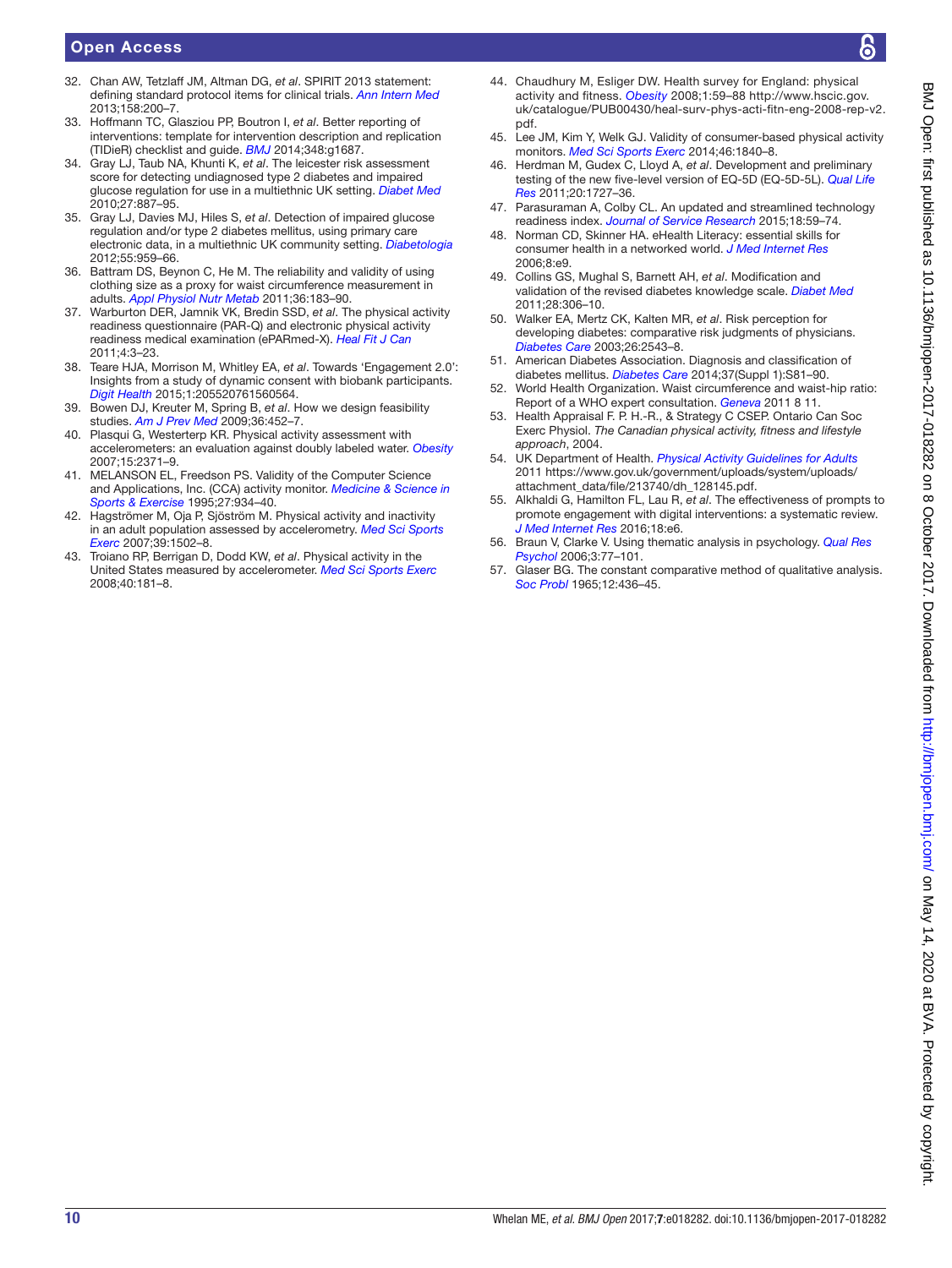32. Chan AW, Tetzlaff JM, Altman DG, *et al*. SPIRIT 2013 statement: defining standard protocol items for clinical trials. *Ann Intern Med* 2013;158:200–7.
33. Hoffmann TC, Glasziou PP, Boutron I, *et al*. Better reporting of interventions: template for intervention description and replication (TIDieR) checklist and guide. *BMJ* 2014;348:g1687.
34. Gray LJ, Taub NA, Khunti K, *et al*. The leicester risk assessment score for detecting undiagnosed type 2 diabetes and impaired glucose regulation for use in a multiethnic UK setting. *Diabet Med* 2010;27:887–95.
35. Gray LJ, Davies MJ, Hiles S, *et al*. Detection of impaired glucose regulation and/or type 2 diabetes mellitus, using primary care electronic data, in a multiethnic UK community setting. *Diabetologia* 2012;55:959–66.
36. Battram DS, Beynon C, He M. The reliability and validity of using clothing size as a proxy for waist circumference measurement in adults. *Appl Physiol Nutr Metab* 2011;36:183–90.
37. Warburton DER, Jamnik VK, Bredin SSD, *et al*. The physical activity readiness questionnaire (PAR-Q) and electronic physical activity readiness medical examination (ePARmed-X). *Heal Fit J Can* 2011;4:3–23.
38. Teare HJA, Morrison M, Whitley EA, *et al*. Towards 'Engagement 2.0': Insights from a study of dynamic consent with biobank participants. *Digit Health* 2015;1:205520761560564.
39. Bowen DJ, Kreuter M, Spring B, *et al*. How we design feasibility studies. *Am J Prev Med* 2009;36:452–7.
40. Plasqui G, Westerterp KR. Physical activity assessment with accelerometers: an evaluation against doubly labeled water. *Obesity* 2007;15:2371–9.
41. MELANSON EL, Freedson PS. Validity of the Computer Science and Applications, Inc. (CCA) activity monitor. *Medicine & Science in Sports & Exercise* 1995;27:934–40.
42. Hagströmer M, Oja P, Sjöström M. Physical activity and inactivity in an adult population assessed by accelerometry. *Med Sci Sports Exerc* 2007;39:1502–8.
43. Troiano RP, Berrigan D, Dodd KW, *et al*. Physical activity in the United States measured by accelerometer. *Med Sci Sports Exerc* 2008;40:181–8.
44. Chaudhury M, Esliger DW. Health survey for England: physical activity and fitness. *Obesity* 2008;1:59–88 http://www.hscic.gov.uk/catalogue/PUB00430/heal-surv-phys-acti-fitn-eng-2008-rep-v2.pdf.
45. Lee JM, Kim Y, Welk GJ. Validity of consumer-based physical activity monitors. *Med Sci Sports Exerc* 2014;46:1840–8.
46. Herdman M, Gudex C, Lloyd A, *et al*. Development and preliminary testing of the new five-level version of EQ-5D (EQ-5D-5L). *Qual Life Res* 2011;20:1727–36.
47. Parasuraman A, Colby CL. An updated and streamlined technology readiness index. *Journal of Service Research* 2015;18:59–74.
48. Norman CD, Skinner HA. eHealth Literacy: essential skills for consumer health in a networked world. *J Med Internet Res* 2006;8:e9.
49. Collins GS, Mughal S, Barnett AH, *et al*. Modification and validation of the revised diabetes knowledge scale. *Diabet Med* 2011;28:306–10.
50. Walker EA, Mertz CK, Kalten MR, *et al*. Risk perception for developing diabetes: comparative risk judgments of physicians. *Diabetes Care* 2003;26:2543–8.
51. American Diabetes Association. Diagnosis and classification of diabetes mellitus. *Diabetes Care* 2014;37(Suppl 1):S81–90.
52. World Health Organization. Waist circumference and waist-hip ratio: Report of a WHO expert consultation. *Geneva* 2011 8 11.
53. Health Appraisal F. P. H.-R., & Strategy C CSEP. Ontario Can Soc Exerc Physiol. *The Canadian physical activity, fitness and lifestyle approach*, 2004.
54. UK Department of Health. *Physical Activity Guidelines for Adults* 2011 https://www.gov.uk/government/uploads/system/uploads/attachment_data/file/213740/dh_128145.pdf.
55. Alkhaldi G, Hamilton FL, Lau R, *et al*. The effectiveness of prompts to promote engagement with digital interventions: a systematic review. *J Med Internet Res* 2016;18:e6.
56. Braun V, Clarke V. Using thematic analysis in psychology. *Qual Res Psychol* 2006;3:77–101.
57. Glaser BG. The constant comparative method of qualitative analysis. *Soc Probl* 1965;12:436–45.